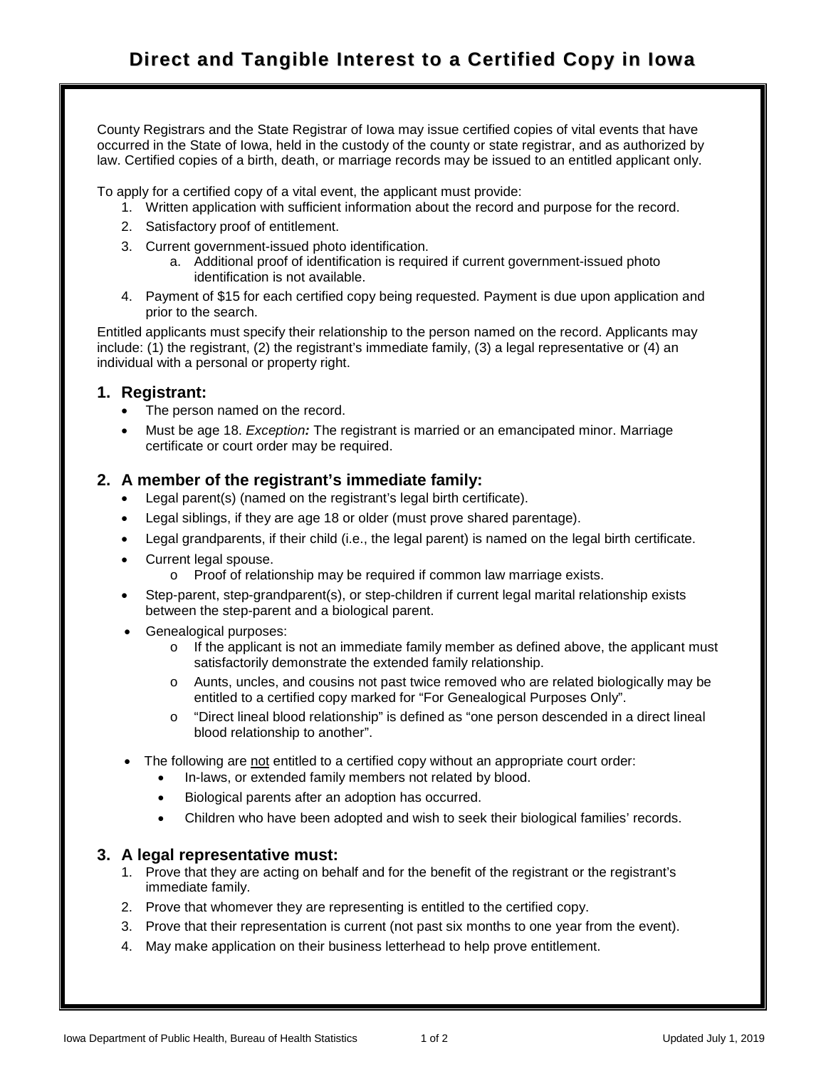# Direct and Tangible Interest to a Certified Copy in Iowa

County Registrars and the State Registrar of Iowa may issue certified copies of vital events that have occurred in the State of Iowa, held in the custody of the county or state registrar, and as authorized by law. Certified copies of a birth, death, or marriage records may be issued to an entitled applicant only.

To apply for a certified copy of a vital event, the applicant must provide:

1. Written application with sufficient information about the record and purpose for the record.
2. Satisfactory proof of entitlement.
3. Current government-issued photo identification.
   a. Additional proof of identification is required if current government-issued photo identification is not available.
4. Payment of $15 for each certified copy being requested. Payment is due upon application and prior to the search.

Entitled applicants must specify their relationship to the person named on the record. Applicants may include: (1) the registrant, (2) the registrant's immediate family, (3) a legal representative or (4) an individual with a personal or property right.

## 1. Registrant:

- The person named on the record.
- Must be age 18. *Exception:* The registrant is married or an emancipated minor. Marriage certificate or court order may be required.

## 2. A member of the registrant's immediate family:

- Legal parent(s) (named on the registrant's legal birth certificate).
- Legal siblings, if they are age 18 or older (must prove shared parentage).
- Legal grandparents, if their child (i.e., the legal parent) is named on the legal birth certificate.
- Current legal spouse.
  - Proof of relationship may be required if common law marriage exists.
- Step-parent, step-grandparent(s), or step-children if current legal marital relationship exists between the step-parent and a biological parent.
- Genealogical purposes:
  - If the applicant is not an immediate family member as defined above, the applicant must satisfactorily demonstrate the extended family relationship.
  - Aunts, uncles, and cousins not past twice removed who are related biologically may be entitled to a certified copy marked for "For Genealogical Purposes Only".
  - "Direct lineal blood relationship" is defined as "one person descended in a direct lineal blood relationship to another".
- The following are <u>not</u> entitled to a certified copy without an appropriate court order:
  - In-laws, or extended family members not related by blood.
  - Biological parents after an adoption has occurred.
  - Children who have been adopted and wish to seek their biological families' records.

## 3. A legal representative must:

1. Prove that they are acting on behalf and for the benefit of the registrant or the registrant's immediate family.
2. Prove that whomever they are representing is entitled to the certified copy.
3. Prove that their representation is current (not past six months to one year from the event).
4. May make application on their business letterhead to help prove entitlement.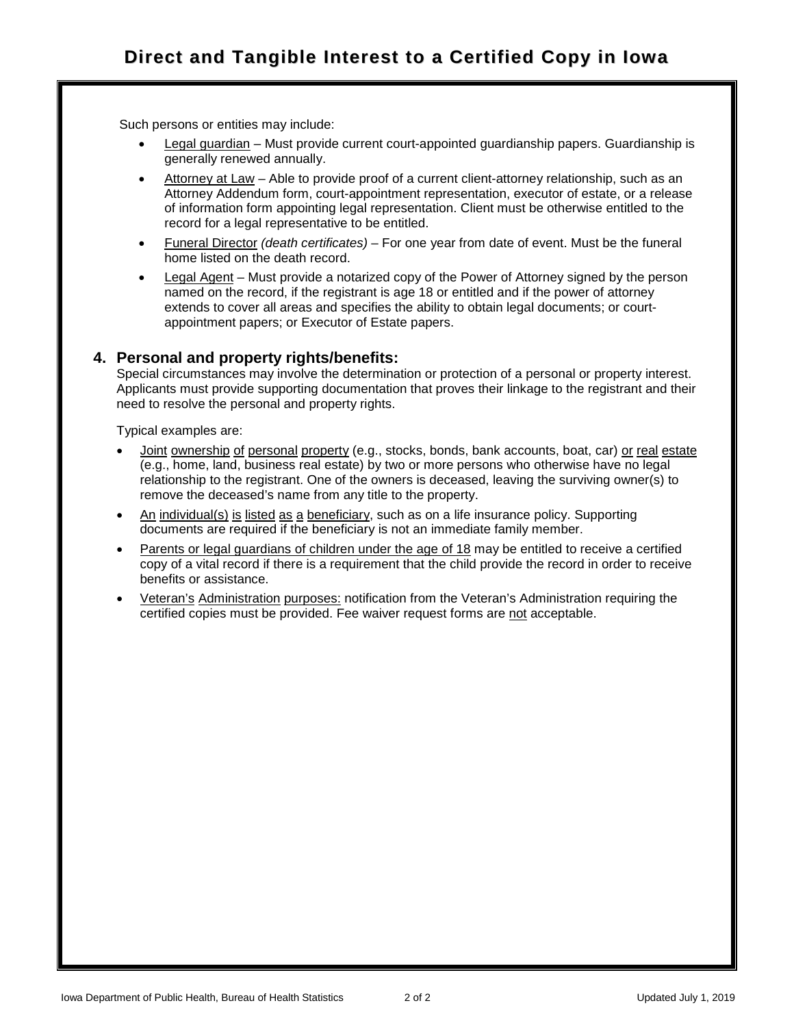# Direct and Tangible Interest to a Certified Copy in Iowa

Such persons or entities may include:

- Legal guardian – Must provide current court-appointed guardianship papers. Guardianship is generally renewed annually.
- Attorney at Law – Able to provide proof of a current client-attorney relationship, such as an Attorney Addendum form, court-appointment representation, executor of estate, or a release of information form appointing legal representation. Client must be otherwise entitled to the record for a legal representative to be entitled.
- Funeral Director *(death certificates)* – For one year from date of event. Must be the funeral home listed on the death record.
- Legal Agent – Must provide a notarized copy of the Power of Attorney signed by the person named on the record, if the registrant is age 18 or entitled and if the power of attorney extends to cover all areas and specifies the ability to obtain legal documents; or court-appointment papers; or Executor of Estate papers.

## 4. Personal and property rights/benefits:

Special circumstances may involve the determination or protection of a personal or property interest. Applicants must provide supporting documentation that proves their linkage to the registrant and their need to resolve the personal and property rights.

Typical examples are:

- Joint ownership of personal property (e.g., stocks, bonds, bank accounts, boat, car) or real estate (e.g., home, land, business real estate) by two or more persons who otherwise have no legal relationship to the registrant. One of the owners is deceased, leaving the surviving owner(s) to remove the deceased's name from any title to the property.
- An individual(s) is listed as a beneficiary, such as on a life insurance policy. Supporting documents are required if the beneficiary is not an immediate family member.
- Parents or legal guardians of children under the age of 18 may be entitled to receive a certified copy of a vital record if there is a requirement that the child provide the record in order to receive benefits or assistance.
- Veteran's Administration purposes: notification from the Veteran's Administration requiring the certified copies must be provided. Fee waiver request forms are not acceptable.